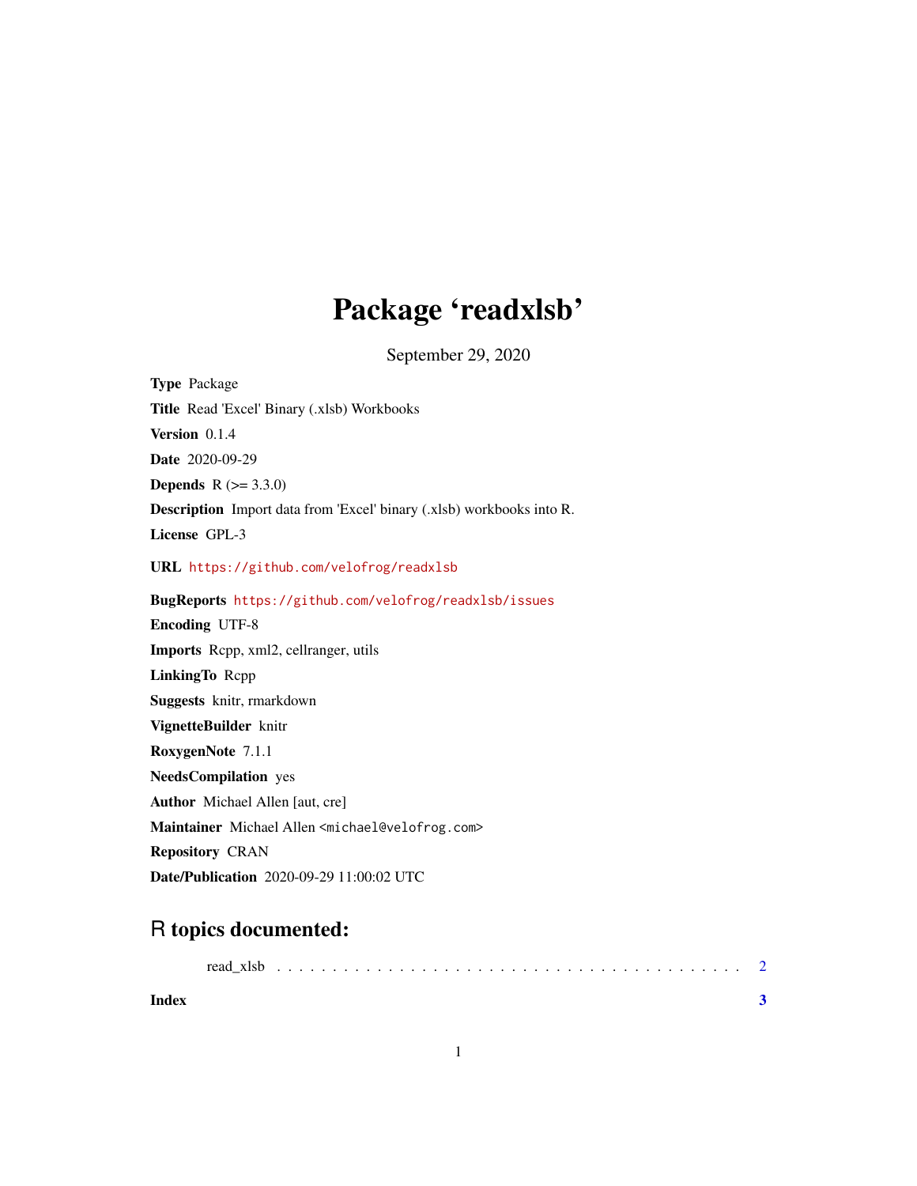# Package 'readxlsb'

September 29, 2020

**Type** Package

**Title** Read 'Excel' Binary (.xlsb) Workbooks

**Version** 0.1.4

**Date** 2020-09-29

**Depends** R (>= 3.3.0)

**Description** Import data from 'Excel' binary (.xlsb) workbooks into R.

**License** GPL-3

**URL** https://github.com/velofrog/readxlsb

**BugReports** https://github.com/velofrog/readxlsb/issues

**Encoding** UTF-8

**Imports** Rcpp, xml2, cellranger, utils

**LinkingTo** Rcpp

**Suggests** knitr, rmarkdown

**VignetteBuilder** knitr

**RoxygenNote** 7.1.1

**NeedsCompilation** yes

**Author** Michael Allen [aut, cre]

**Maintainer** Michael Allen <michael@velofrog.com>

**Repository** CRAN

**Date/Publication** 2020-09-29 11:00:02 UTC

## R topics documented:

read_xlsb . . . . . . . . . . . . . . . . . . . . . . . . . . . . . . . . . . . . . . . . 2

**Index** **3**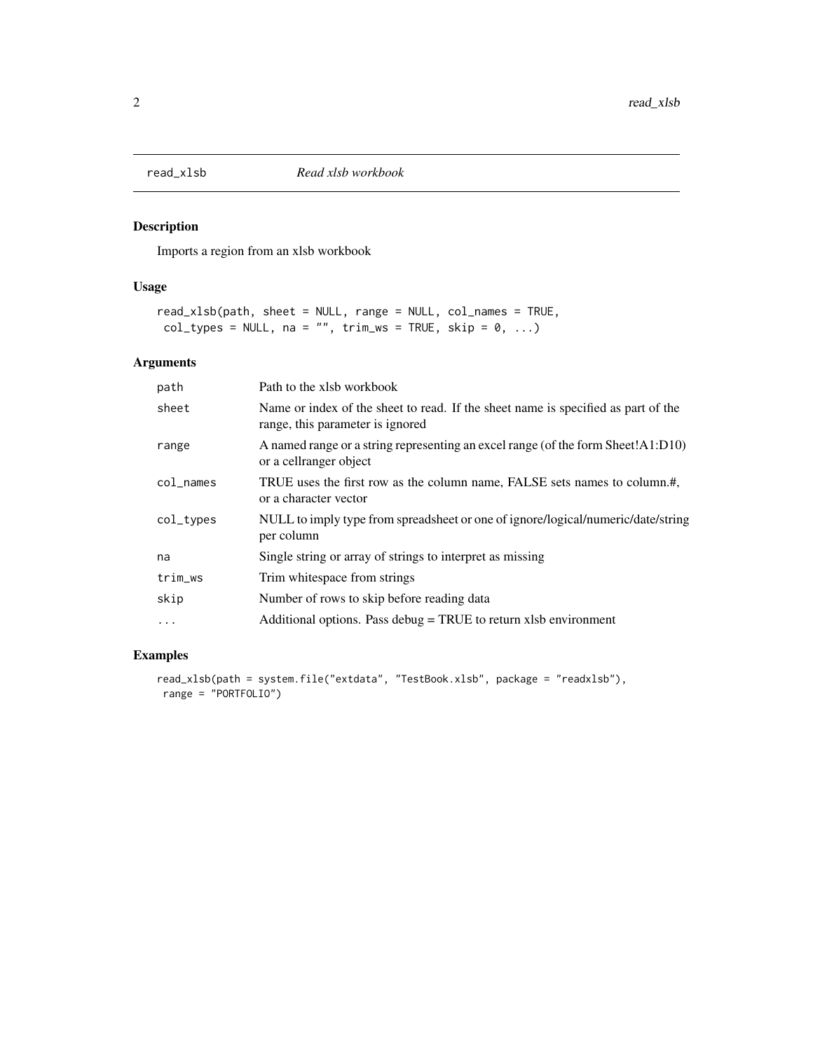## read_xlsb *Read xlsb workbook*

### Description

Imports a region from an xlsb workbook

### Usage

```
read_xlsb(path, sheet = NULL, range = NULL, col_names = TRUE,
 col_types = NULL, na = "", trim_ws = TRUE, skip = 0, ...)
```

### Arguments

| | |
|---|---|
| path | Path to the xlsb workbook |
| sheet | Name or index of the sheet to read. If the sheet name is specified as part of the range, this parameter is ignored |
| range | A named range or a string representing an excel range (of the form Sheet!A1:D10) or a cellranger object |
| col_names | TRUE uses the first row as the column name, FALSE sets names to column.#, or a character vector |
| col_types | NULL to imply type from spreadsheet or one of ignore/logical/numeric/date/string per column |
| na | Single string or array of strings to interpret as missing |
| trim_ws | Trim whitespace from strings |
| skip | Number of rows to skip before reading data |
| ... | Additional options. Pass debug = TRUE to return xlsb environment |

### Examples

```
read_xlsb(path = system.file("extdata", "TestBook.xlsb", package = "readxlsb"),
 range = "PORTFOLIO")
```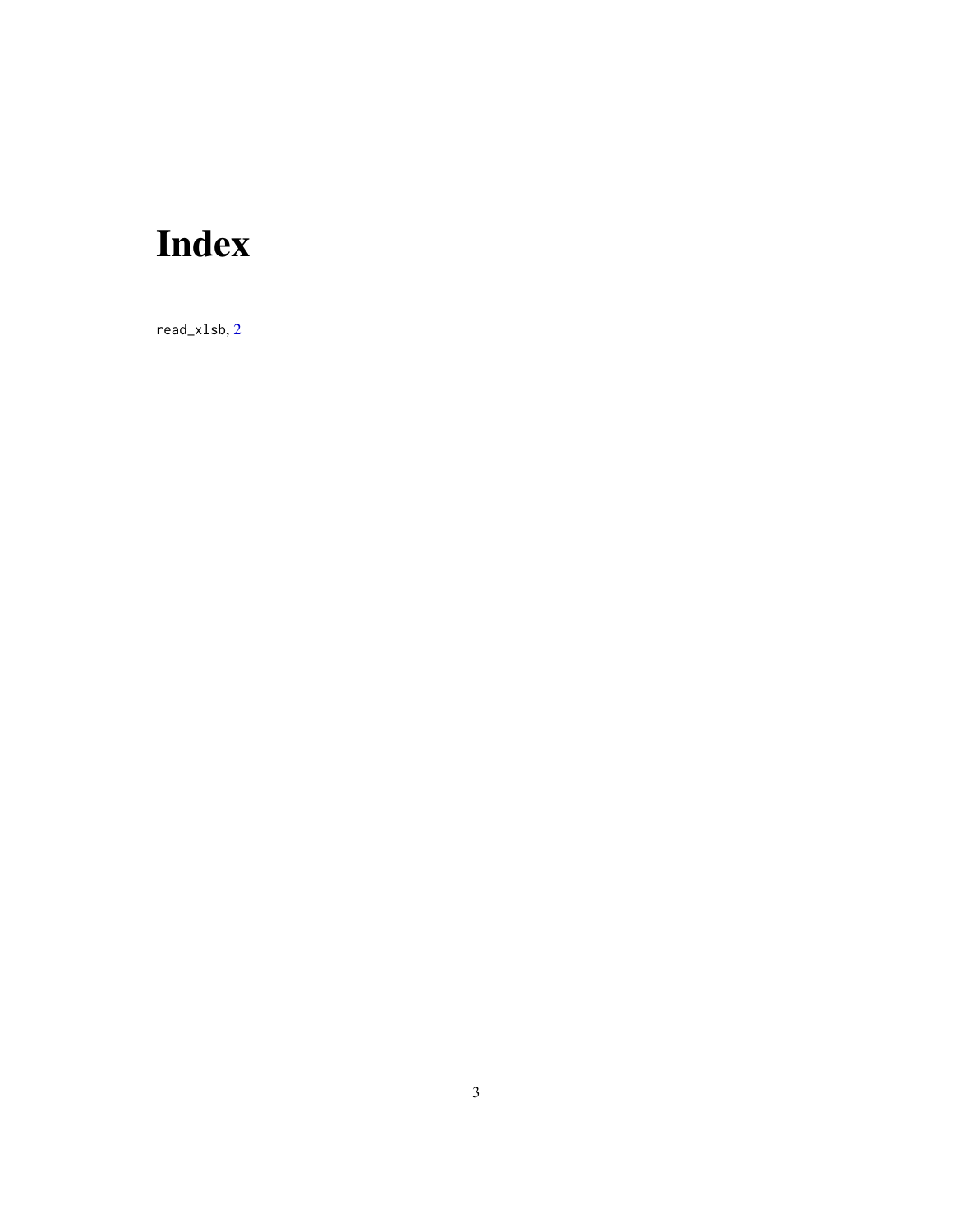# Index

read_xlsb, 2